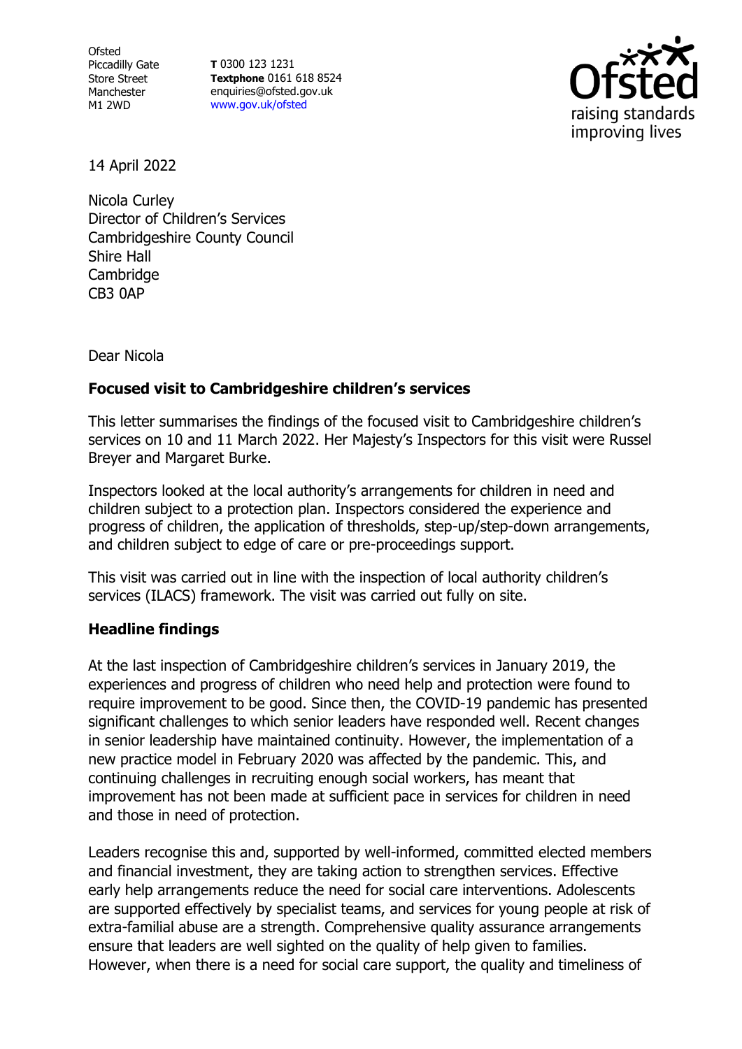Ofsted
Piccadilly Gate
Store Street
Manchester
M1 2WD

**T** 0300 123 1231
**Textphone** 0161 618 8524
enquiries@ofsted.gov.uk
www.gov.uk/ofsted

14 April 2022

Nicola Curley
Director of Children's Services
Cambridgeshire County Council
Shire Hall
Cambridge
CB3 0AP

Dear Nicola

**Focused visit to Cambridgeshire children's services**

This letter summarises the findings of the focused visit to Cambridgeshire children's services on 10 and 11 March 2022. Her Majesty's Inspectors for this visit were Russel Breyer and Margaret Burke.

Inspectors looked at the local authority's arrangements for children in need and children subject to a protection plan. Inspectors considered the experience and progress of children, the application of thresholds, step-up/step-down arrangements, and children subject to edge of care or pre-proceedings support.

This visit was carried out in line with the inspection of local authority children's services (ILACS) framework. The visit was carried out fully on site.

## Headline findings

At the last inspection of Cambridgeshire children's services in January 2019, the experiences and progress of children who need help and protection were found to require improvement to be good. Since then, the COVID-19 pandemic has presented significant challenges to which senior leaders have responded well. Recent changes in senior leadership have maintained continuity. However, the implementation of a new practice model in February 2020 was affected by the pandemic. This, and continuing challenges in recruiting enough social workers, has meant that improvement has not been made at sufficient pace in services for children in need and those in need of protection.

Leaders recognise this and, supported by well-informed, committed elected members and financial investment, they are taking action to strengthen services. Effective early help arrangements reduce the need for social care interventions. Adolescents are supported effectively by specialist teams, and services for young people at risk of extra-familial abuse are a strength. Comprehensive quality assurance arrangements ensure that leaders are well sighted on the quality of help given to families. However, when there is a need for social care support, the quality and timeliness of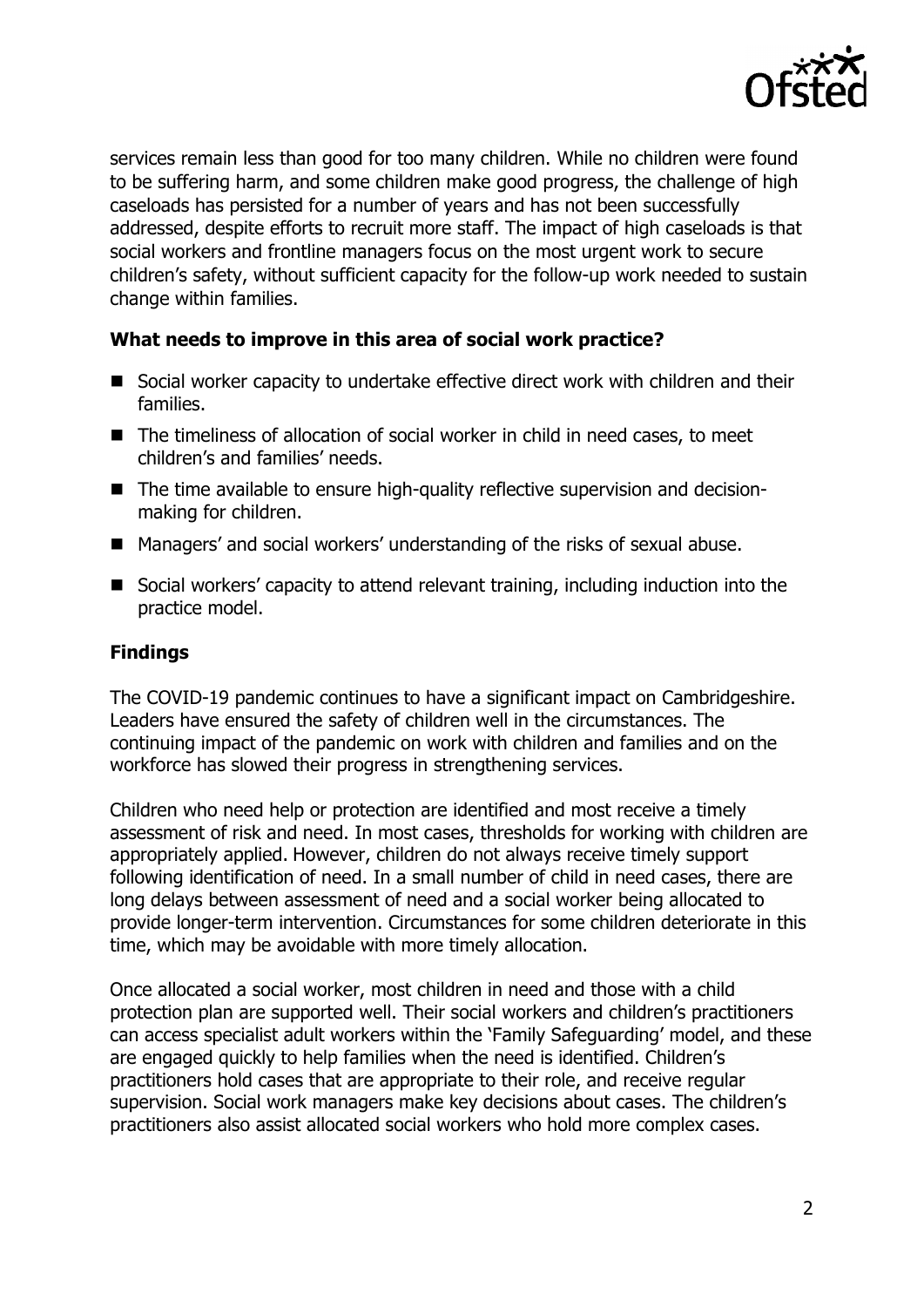services remain less than good for too many children. While no children were found to be suffering harm, and some children make good progress, the challenge of high caseloads has persisted for a number of years and has not been successfully addressed, despite efforts to recruit more staff. The impact of high caseloads is that social workers and frontline managers focus on the most urgent work to secure children's safety, without sufficient capacity for the follow-up work needed to sustain change within families.

**What needs to improve in this area of social work practice?**

- Social worker capacity to undertake effective direct work with children and their families.
- The timeliness of allocation of social worker in child in need cases, to meet children's and families' needs.
- The time available to ensure high-quality reflective supervision and decision-making for children.
- Managers' and social workers' understanding of the risks of sexual abuse.
- Social workers' capacity to attend relevant training, including induction into the practice model.

**Findings**

The COVID-19 pandemic continues to have a significant impact on Cambridgeshire. Leaders have ensured the safety of children well in the circumstances. The continuing impact of the pandemic on work with children and families and on the workforce has slowed their progress in strengthening services.

Children who need help or protection are identified and most receive a timely assessment of risk and need. In most cases, thresholds for working with children are appropriately applied. However, children do not always receive timely support following identification of need. In a small number of child in need cases, there are long delays between assessment of need and a social worker being allocated to provide longer-term intervention. Circumstances for some children deteriorate in this time, which may be avoidable with more timely allocation.

Once allocated a social worker, most children in need and those with a child protection plan are supported well. Their social workers and children's practitioners can access specialist adult workers within the 'Family Safeguarding' model, and these are engaged quickly to help families when the need is identified. Children's practitioners hold cases that are appropriate to their role, and receive regular supervision. Social work managers make key decisions about cases. The children's practitioners also assist allocated social workers who hold more complex cases.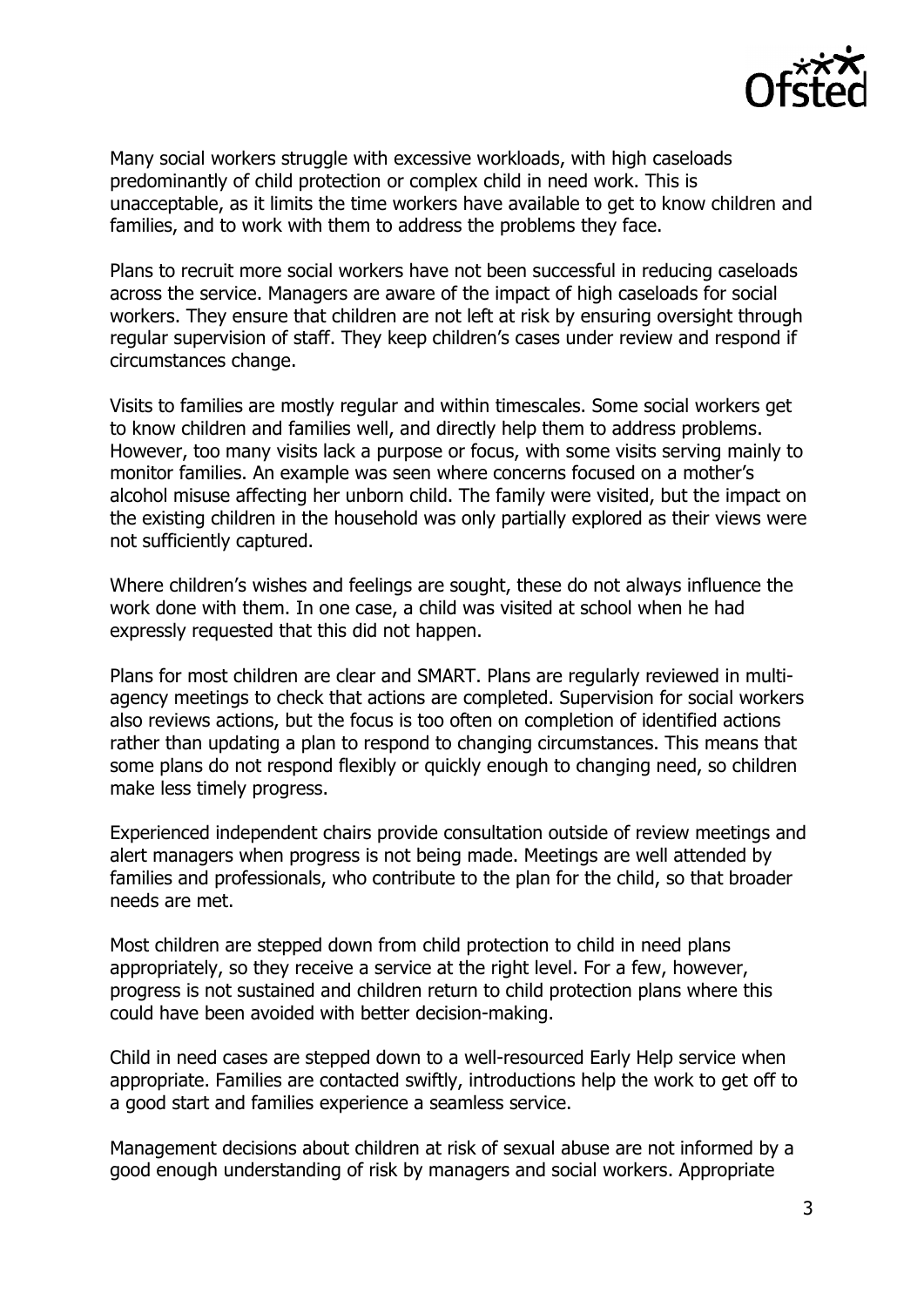Many social workers struggle with excessive workloads, with high caseloads predominantly of child protection or complex child in need work. This is unacceptable, as it limits the time workers have available to get to know children and families, and to work with them to address the problems they face.

Plans to recruit more social workers have not been successful in reducing caseloads across the service. Managers are aware of the impact of high caseloads for social workers. They ensure that children are not left at risk by ensuring oversight through regular supervision of staff. They keep children's cases under review and respond if circumstances change.

Visits to families are mostly regular and within timescales. Some social workers get to know children and families well, and directly help them to address problems. However, too many visits lack a purpose or focus, with some visits serving mainly to monitor families. An example was seen where concerns focused on a mother's alcohol misuse affecting her unborn child. The family were visited, but the impact on the existing children in the household was only partially explored as their views were not sufficiently captured.

Where children's wishes and feelings are sought, these do not always influence the work done with them. In one case, a child was visited at school when he had expressly requested that this did not happen.

Plans for most children are clear and SMART. Plans are regularly reviewed in multi-agency meetings to check that actions are completed. Supervision for social workers also reviews actions, but the focus is too often on completion of identified actions rather than updating a plan to respond to changing circumstances. This means that some plans do not respond flexibly or quickly enough to changing need, so children make less timely progress.

Experienced independent chairs provide consultation outside of review meetings and alert managers when progress is not being made. Meetings are well attended by families and professionals, who contribute to the plan for the child, so that broader needs are met.

Most children are stepped down from child protection to child in need plans appropriately, so they receive a service at the right level. For a few, however, progress is not sustained and children return to child protection plans where this could have been avoided with better decision-making.

Child in need cases are stepped down to a well-resourced Early Help service when appropriate. Families are contacted swiftly, introductions help the work to get off to a good start and families experience a seamless service.

Management decisions about children at risk of sexual abuse are not informed by a good enough understanding of risk by managers and social workers. Appropriate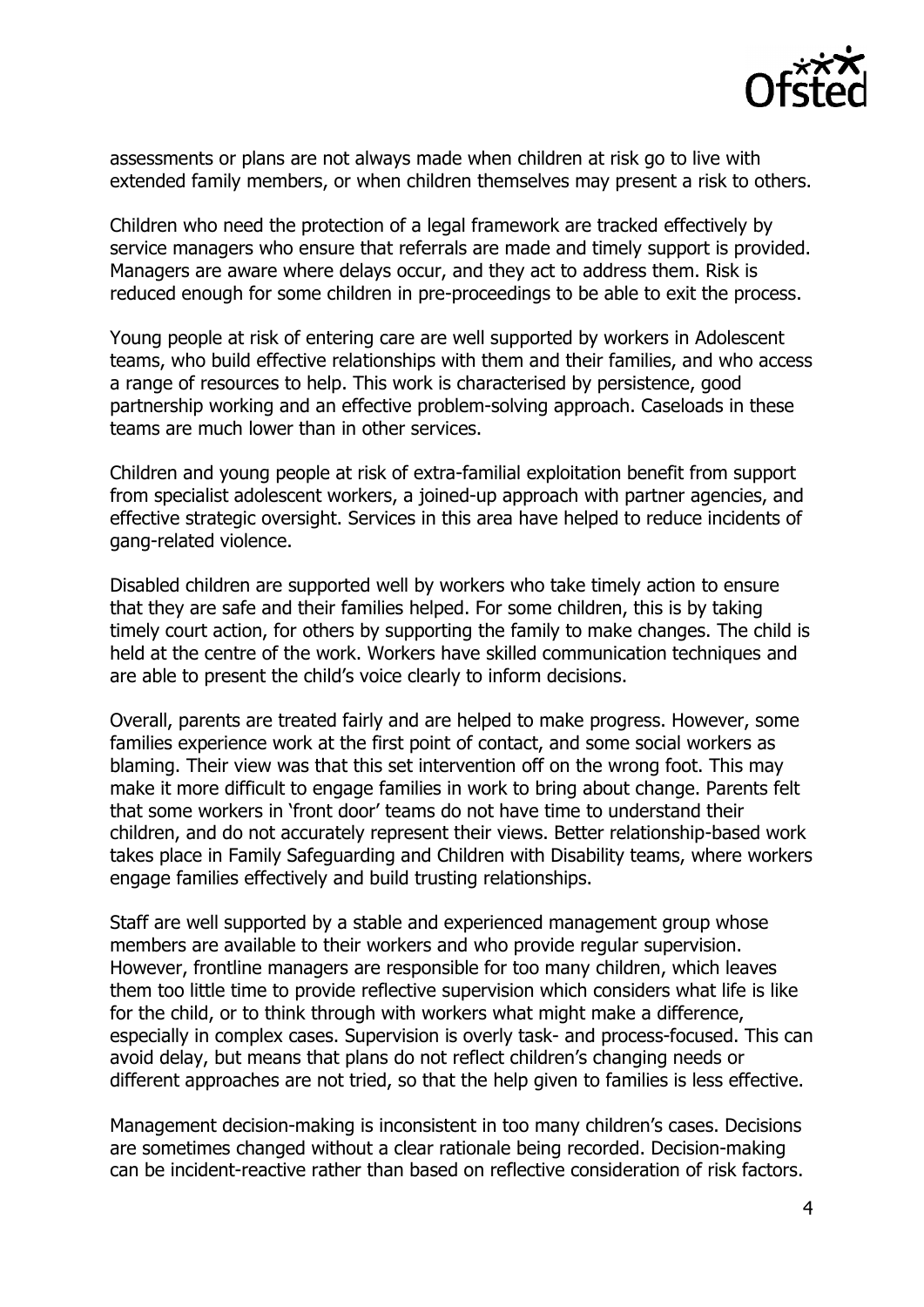assessments or plans are not always made when children at risk go to live with extended family members, or when children themselves may present a risk to others.

Children who need the protection of a legal framework are tracked effectively by service managers who ensure that referrals are made and timely support is provided. Managers are aware where delays occur, and they act to address them. Risk is reduced enough for some children in pre-proceedings to be able to exit the process.

Young people at risk of entering care are well supported by workers in Adolescent teams, who build effective relationships with them and their families, and who access a range of resources to help. This work is characterised by persistence, good partnership working and an effective problem-solving approach. Caseloads in these teams are much lower than in other services.

Children and young people at risk of extra-familial exploitation benefit from support from specialist adolescent workers, a joined-up approach with partner agencies, and effective strategic oversight. Services in this area have helped to reduce incidents of gang-related violence.

Disabled children are supported well by workers who take timely action to ensure that they are safe and their families helped. For some children, this is by taking timely court action, for others by supporting the family to make changes. The child is held at the centre of the work. Workers have skilled communication techniques and are able to present the child's voice clearly to inform decisions.

Overall, parents are treated fairly and are helped to make progress. However, some families experience work at the first point of contact, and some social workers as blaming. Their view was that this set intervention off on the wrong foot. This may make it more difficult to engage families in work to bring about change. Parents felt that some workers in 'front door' teams do not have time to understand their children, and do not accurately represent their views. Better relationship-based work takes place in Family Safeguarding and Children with Disability teams, where workers engage families effectively and build trusting relationships.

Staff are well supported by a stable and experienced management group whose members are available to their workers and who provide regular supervision. However, frontline managers are responsible for too many children, which leaves them too little time to provide reflective supervision which considers what life is like for the child, or to think through with workers what might make a difference, especially in complex cases. Supervision is overly task- and process-focused. This can avoid delay, but means that plans do not reflect children's changing needs or different approaches are not tried, so that the help given to families is less effective.

Management decision-making is inconsistent in too many children's cases. Decisions are sometimes changed without a clear rationale being recorded. Decision-making can be incident-reactive rather than based on reflective consideration of risk factors.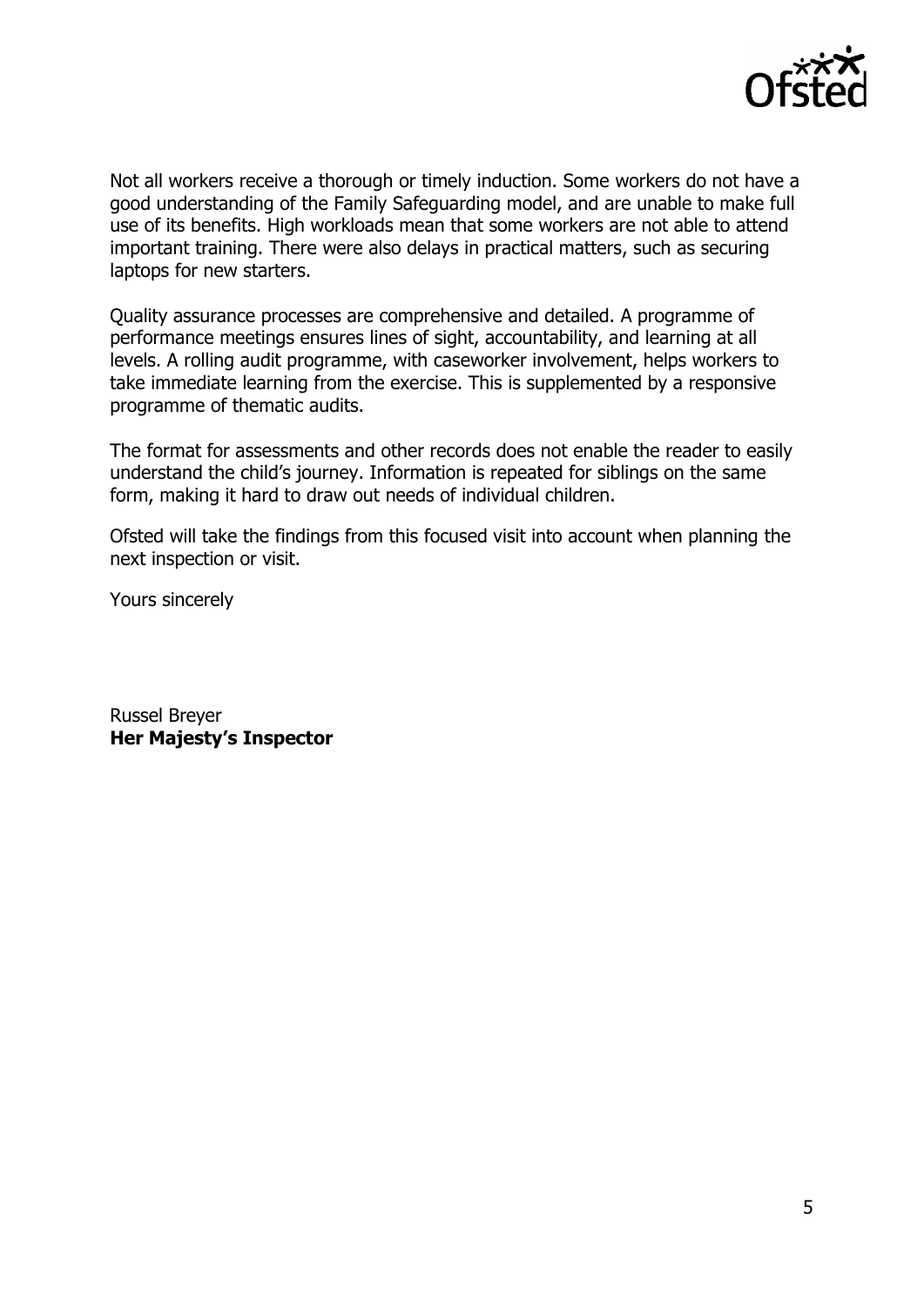Not all workers receive a thorough or timely induction. Some workers do not have a good understanding of the Family Safeguarding model, and are unable to make full use of its benefits. High workloads mean that some workers are not able to attend important training. There were also delays in practical matters, such as securing laptops for new starters.

Quality assurance processes are comprehensive and detailed. A programme of performance meetings ensures lines of sight, accountability, and learning at all levels. A rolling audit programme, with caseworker involvement, helps workers to take immediate learning from the exercise. This is supplemented by a responsive programme of thematic audits.

The format for assessments and other records does not enable the reader to easily understand the child's journey. Information is repeated for siblings on the same form, making it hard to draw out needs of individual children.

Ofsted will take the findings from this focused visit into account when planning the next inspection or visit.

Yours sincerely

Russel Breyer
**Her Majesty's Inspector**